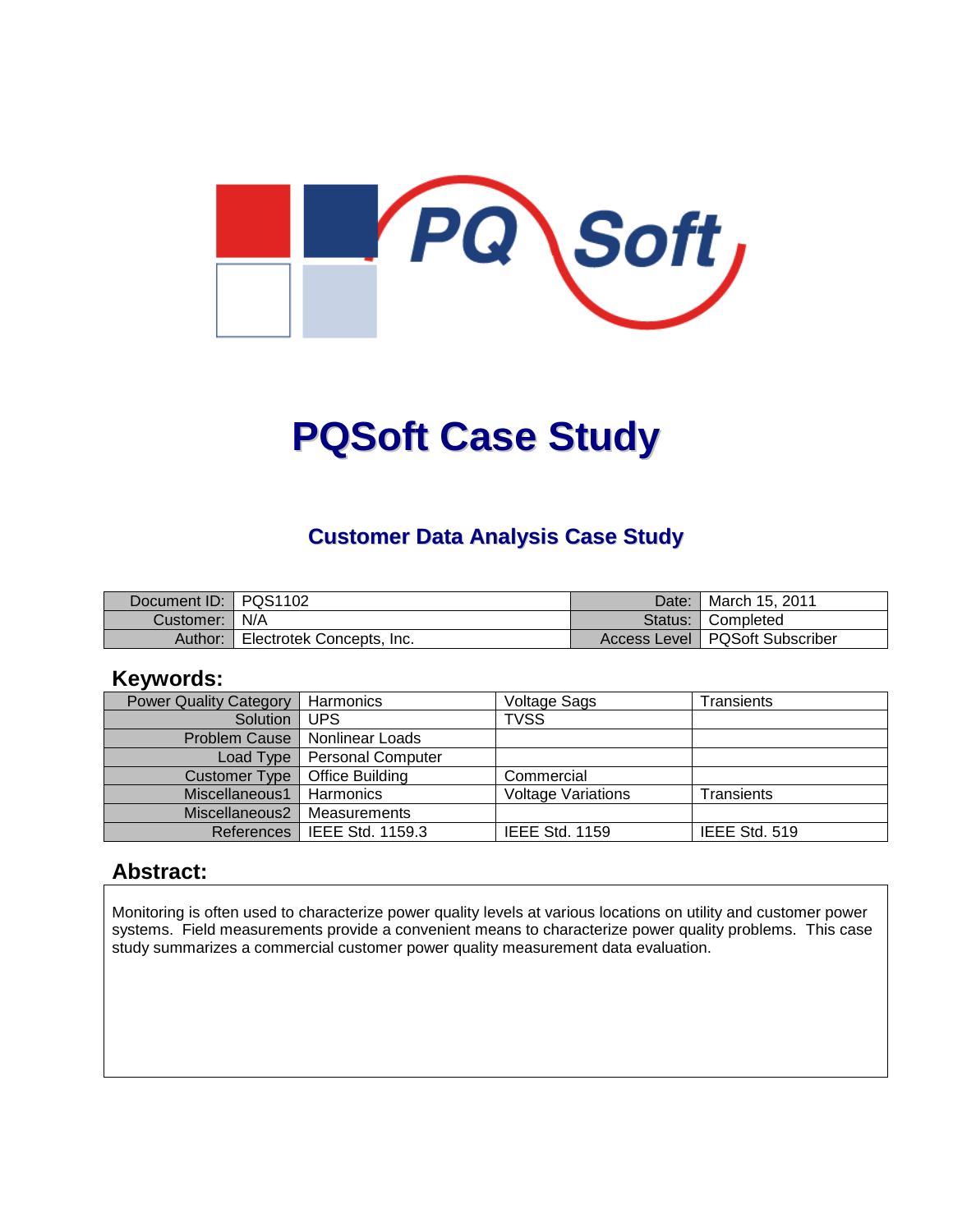# PQSoft Case Study

## Customer Data Analysis Case Study

| Document ID: | PQS1102 | Date: | March 15, 2011 |
|---|---|---|---|
| Customer: | N/A | Status: | Completed |
| Author: | Electrotek Concepts, Inc. | Access Level | PQSoft Subscriber |

## Keywords:

| Power Quality Category | Harmonics | Voltage Sags | Transients |
|---|---|---|---|
| Solution | UPS | TVSS | |
| Problem Cause | Nonlinear Loads | | |
| Load Type | Personal Computer | | |
| Customer Type | Office Building | Commercial | |
| Miscellaneous1 | Harmonics | Voltage Variations | Transients |
| Miscellaneous2 | Measurements | | |
| References | IEEE Std. 1159.3 | IEEE Std. 1159 | IEEE Std. 519 |

## Abstract:

Monitoring is often used to characterize power quality levels at various locations on utility and customer power systems. Field measurements provide a convenient means to characterize power quality problems. This case study summarizes a commercial customer power quality measurement data evaluation.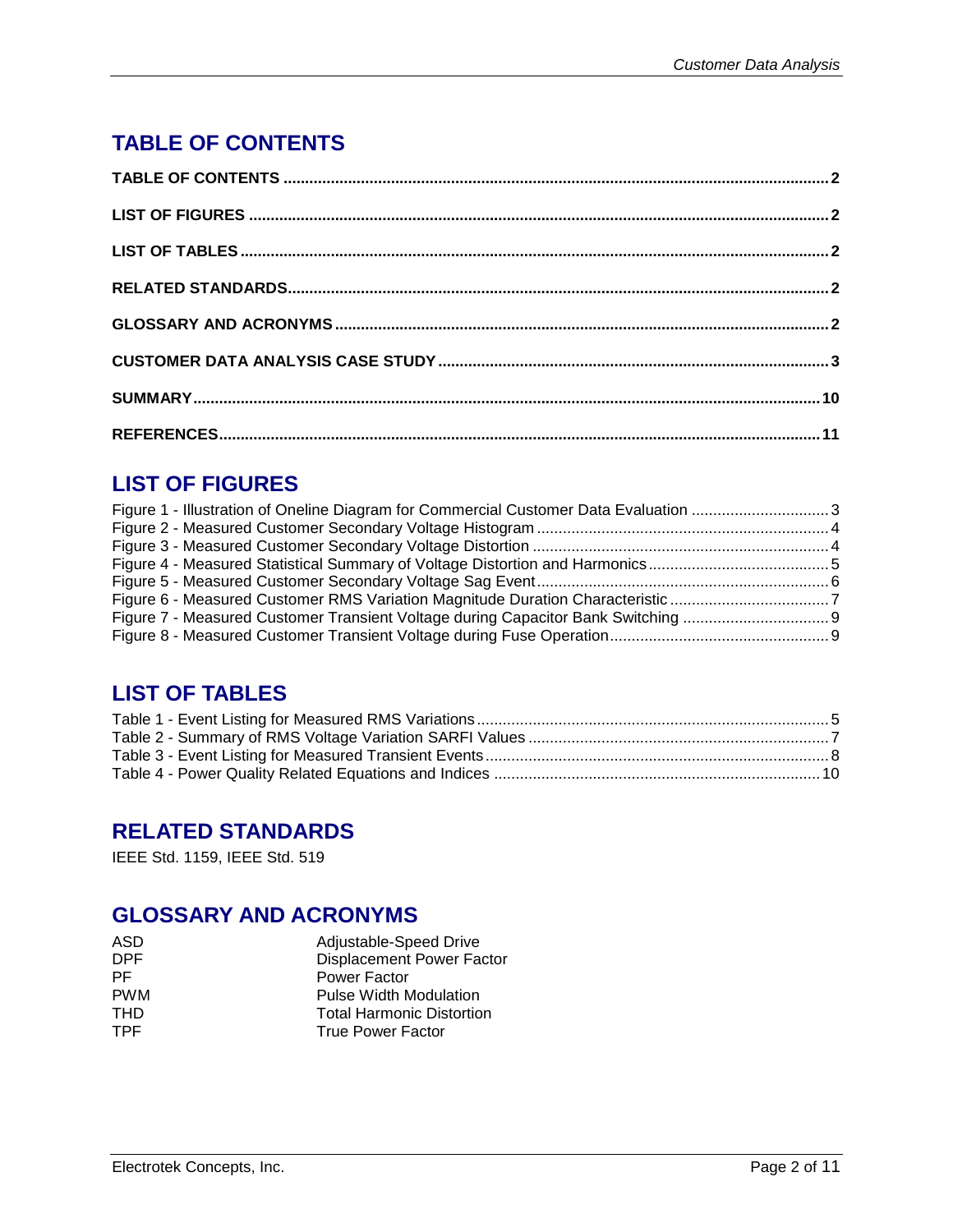## TABLE OF CONTENTS

**TABLE OF CONTENTS** ........................................ **2**

**LIST OF FIGURES** ........................................ **2**

**LIST OF TABLES** ........................................ **2**

**RELATED STANDARDS** ........................................ **2**

**GLOSSARY AND ACRONYMS** ........................................ **2**

**CUSTOMER DATA ANALYSIS CASE STUDY** ........................................ **3**

**SUMMARY** ........................................ **10**

**REFERENCES** ........................................ **11**

## LIST OF FIGURES

Figure 1 - Illustration of Oneline Diagram for Commercial Customer Data Evaluation ........ 3
Figure 2 - Measured Customer Secondary Voltage Histogram ........ 4
Figure 3 - Measured Customer Secondary Voltage Distortion ........ 4
Figure 4 - Measured Statistical Summary of Voltage Distortion and Harmonics ........ 5
Figure 5 - Measured Customer Secondary Voltage Sag Event ........ 6
Figure 6 - Measured Customer RMS Variation Magnitude Duration Characteristic ........ 7
Figure 7 - Measured Customer Transient Voltage during Capacitor Bank Switching ........ 9
Figure 8 - Measured Customer Transient Voltage during Fuse Operation ........ 9

## LIST OF TABLES

Table 1 - Event Listing for Measured RMS Variations ........ 5
Table 2 - Summary of RMS Voltage Variation SARFI Values ........ 7
Table 3 - Event Listing for Measured Transient Events ........ 8
Table 4 - Power Quality Related Equations and Indices ........ 10

## RELATED STANDARDS

IEEE Std. 1159, IEEE Std. 519

## GLOSSARY AND ACRONYMS

| | |
|---|---|
| ASD | Adjustable-Speed Drive |
| DPF | Displacement Power Factor |
| PF | Power Factor |
| PWM | Pulse Width Modulation |
| THD | Total Harmonic Distortion |
| TPF | True Power Factor |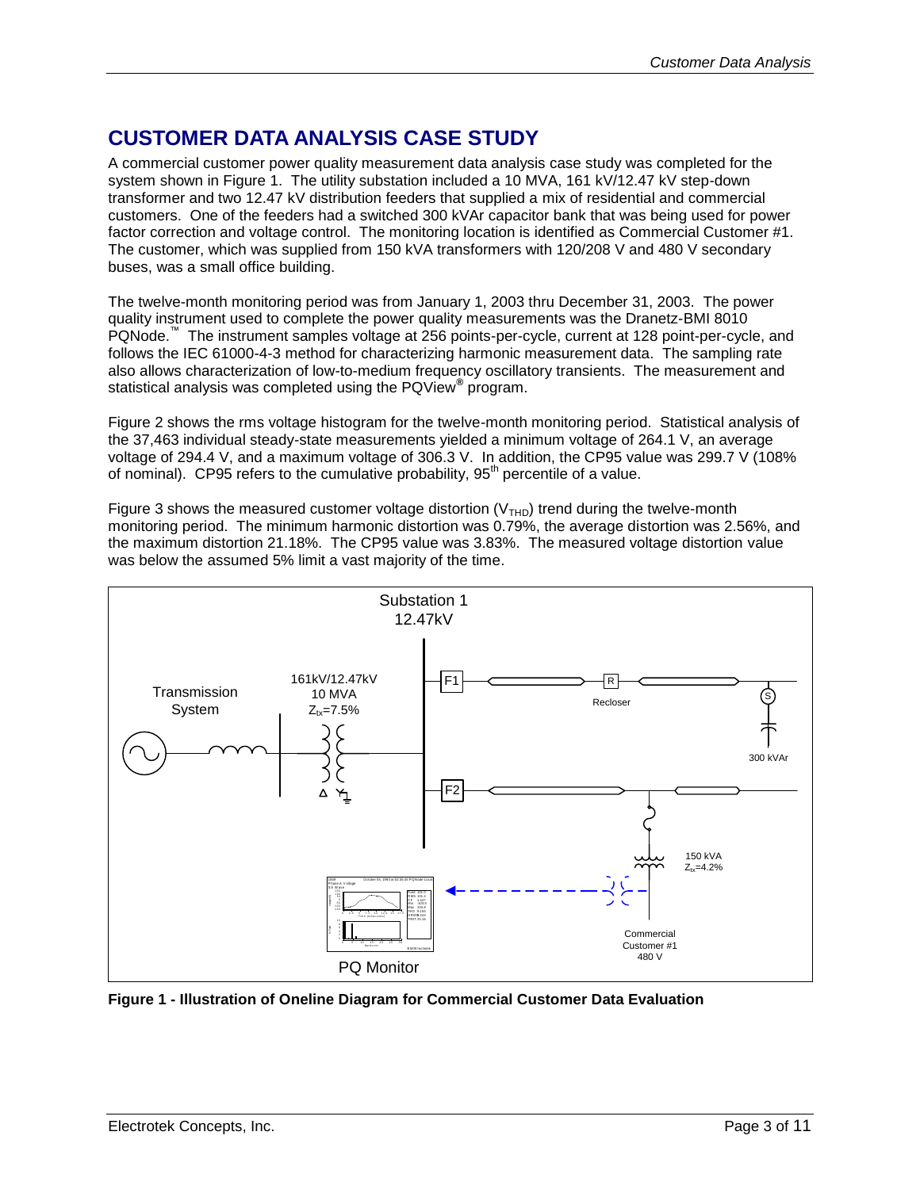## CUSTOMER DATA ANALYSIS CASE STUDY

A commercial customer power quality measurement data analysis case study was completed for the system shown in Figure 1. The utility substation included a 10 MVA, 161 kV/12.47 kV step-down transformer and two 12.47 kV distribution feeders that supplied a mix of residential and commercial customers. One of the feeders had a switched 300 kVAr capacitor bank that was being used for power factor correction and voltage control. The monitoring location is identified as Commercial Customer #1. The customer, which was supplied from 150 kVA transformers with 120/208 V and 480 V secondary buses, was a small office building.

The twelve-month monitoring period was from January 1, 2003 thru December 31, 2003. The power quality instrument used to complete the power quality measurements was the Dranetz-BMI 8010 PQNode.™ The instrument samples voltage at 256 points-per-cycle, current at 128 point-per-cycle, and follows the IEC 61000-4-3 method for characterizing harmonic measurement data. The sampling rate also allows characterization of low-to-medium frequency oscillatory transients. The measurement and statistical analysis was completed using the PQView® program.

Figure 2 shows the rms voltage histogram for the twelve-month monitoring period. Statistical analysis of the 37,463 individual steady-state measurements yielded a minimum voltage of 264.1 V, an average voltage of 294.4 V, and a maximum voltage of 306.3 V. In addition, the CP95 value was 299.7 V (108% of nominal). CP95 refers to the cumulative probability, 95th percentile of a value.

Figure 3 shows the measured customer voltage distortion ($V_{THD}$) trend during the twelve-month monitoring period. The minimum harmonic distortion was 0.79%, the average distortion was 2.56%, and the maximum distortion 21.18%. The CP95 value was 3.83%. The measured voltage distortion value was below the assumed 5% limit a vast majority of the time.

**Figure 1 - Illustration of Oneline Diagram for Commercial Customer Data Evaluation**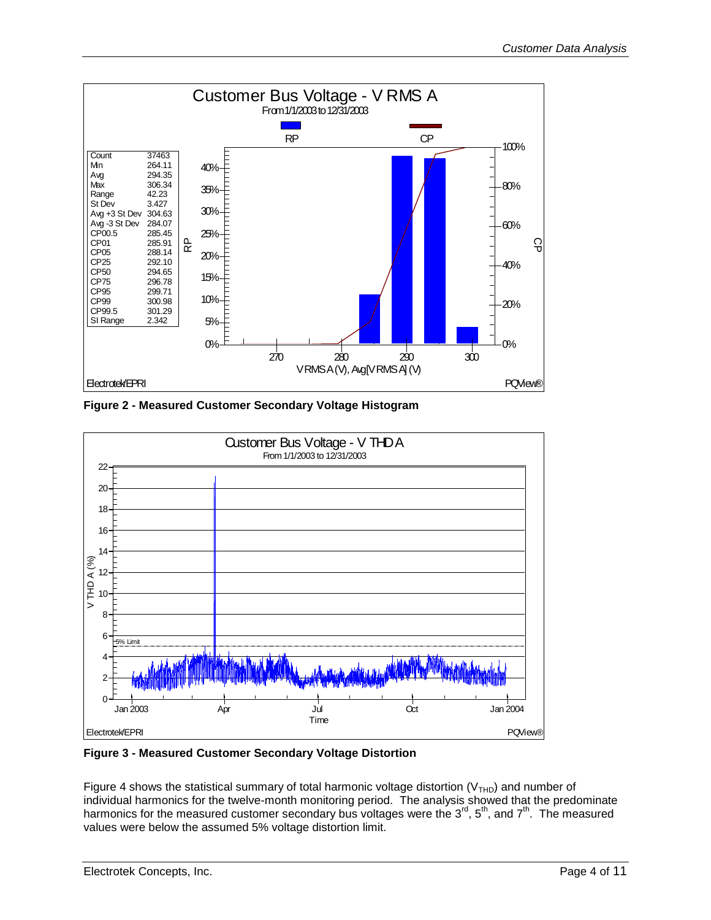| Statistic | Value |
|---|---|
| Count | 37463 |
| Min | 264.11 |
| Avg | 294.35 |
| Max | 306.34 |
| Range | 42.23 |
| St Dev | 3.427 |
| Avg +3 St Dev | 304.63 |
| Avg -3 St Dev | 284.07 |
| CP00.5 | 285.45 |
| CP01 | 285.91 |
| CP05 | 288.14 |
| CP25 | 292.10 |
| CP50 | 294.65 |
| CP75 | 296.78 |
| CP95 | 299.71 |
| CP99 | 300.98 |
| CP99.5 | 301.29 |
| SI Range | 2.342 |

**Figure 2 - Measured Customer Secondary Voltage Histogram**

**Figure 3 - Measured Customer Secondary Voltage Distortion**

Figure 4 shows the statistical summary of total harmonic voltage distortion ($V_{THD}$) and number of individual harmonics for the twelve-month monitoring period. The analysis showed that the predominate harmonics for the measured customer secondary bus voltages were the 3rd, 5th, and 7th. The measured values were below the assumed 5% voltage distortion limit.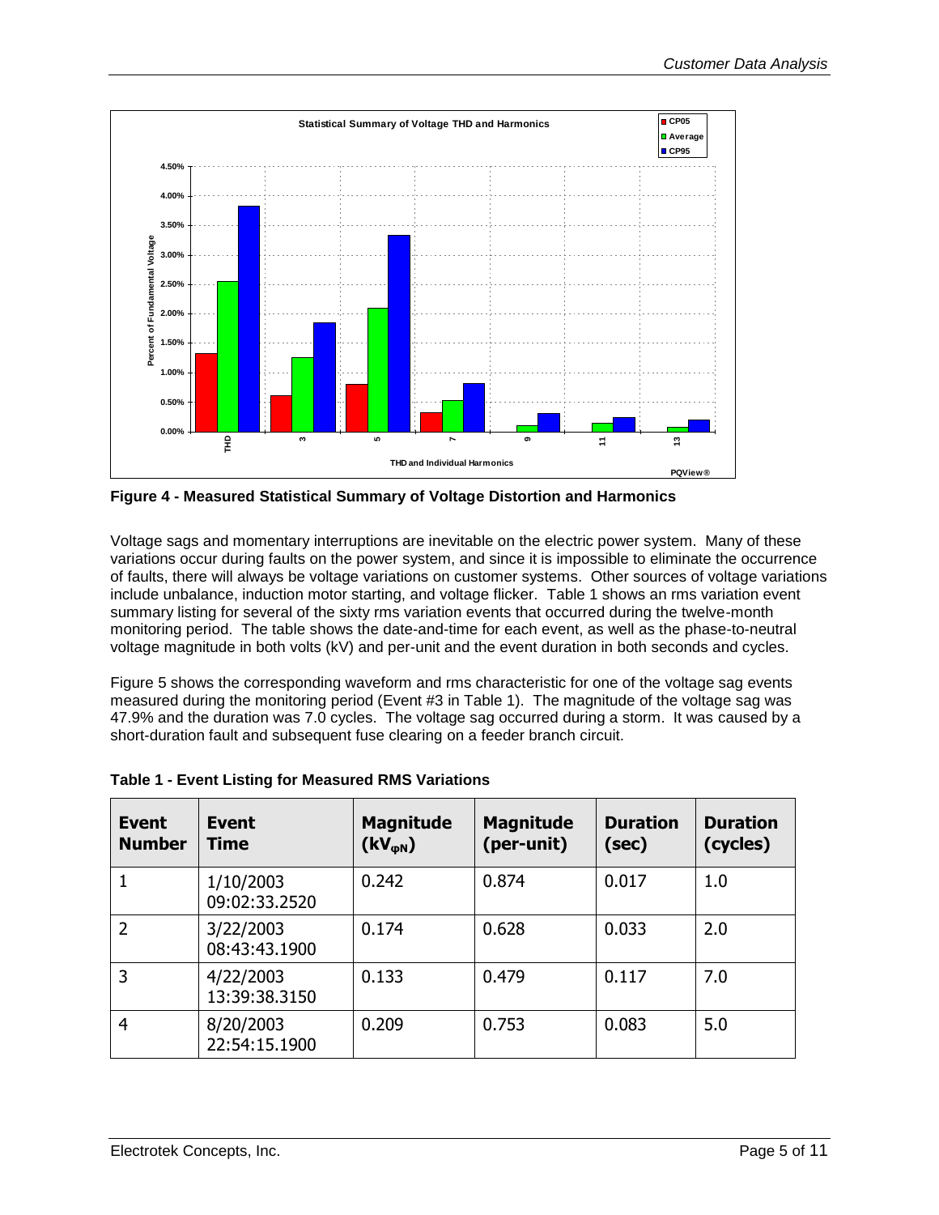**Figure 4 - Measured Statistical Summary of Voltage Distortion and Harmonics**

Voltage sags and momentary interruptions are inevitable on the electric power system. Many of these variations occur during faults on the power system, and since it is impossible to eliminate the occurrence of faults, there will always be voltage variations on customer systems. Other sources of voltage variations include unbalance, induction motor starting, and voltage flicker. Table 1 shows an rms variation event summary listing for several of the sixty rms variation events that occurred during the twelve-month monitoring period. The table shows the date-and-time for each event, as well as the phase-to-neutral voltage magnitude in both volts (kV) and per-unit and the event duration in both seconds and cycles.

Figure 5 shows the corresponding waveform and rms characteristic for one of the voltage sag events measured during the monitoring period (Event #3 in Table 1). The magnitude of the voltage sag was 47.9% and the duration was 7.0 cycles. The voltage sag occurred during a storm. It was caused by a short-duration fault and subsequent fuse clearing on a feeder branch circuit.

**Table 1 - Event Listing for Measured RMS Variations**

| Event Number | Event Time | Magnitude ($kV_{\varphi N}$) | Magnitude (per-unit) | Duration (sec) | Duration (cycles) |
|---|---|---|---|---|---|
| 1 | 1/10/2003 09:02:33.2520 | 0.242 | 0.874 | 0.017 | 1.0 |
| 2 | 3/22/2003 08:43:43.1900 | 0.174 | 0.628 | 0.033 | 2.0 |
| 3 | 4/22/2003 13:39:38.3150 | 0.133 | 0.479 | 0.117 | 7.0 |
| 4 | 8/20/2003 22:54:15.1900 | 0.209 | 0.753 | 0.083 | 5.0 |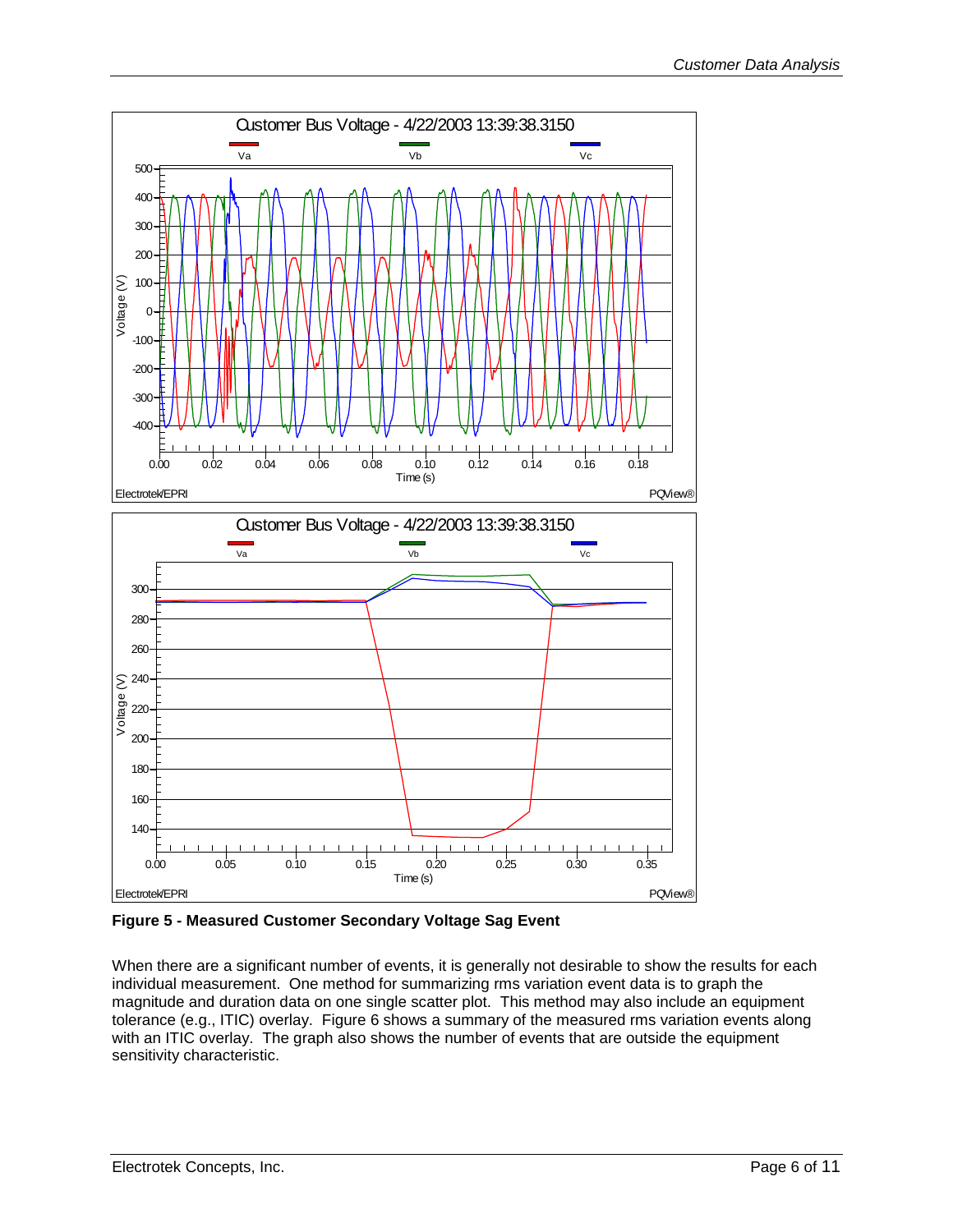**Figure 5 - Measured Customer Secondary Voltage Sag Event**

When there are a significant number of events, it is generally not desirable to show the results for each individual measurement. One method for summarizing rms variation event data is to graph the magnitude and duration data on one single scatter plot. This method may also include an equipment tolerance (e.g., ITIC) overlay. Figure 6 shows a summary of the measured rms variation events along with an ITIC overlay. The graph also shows the number of events that are outside the equipment sensitivity characteristic.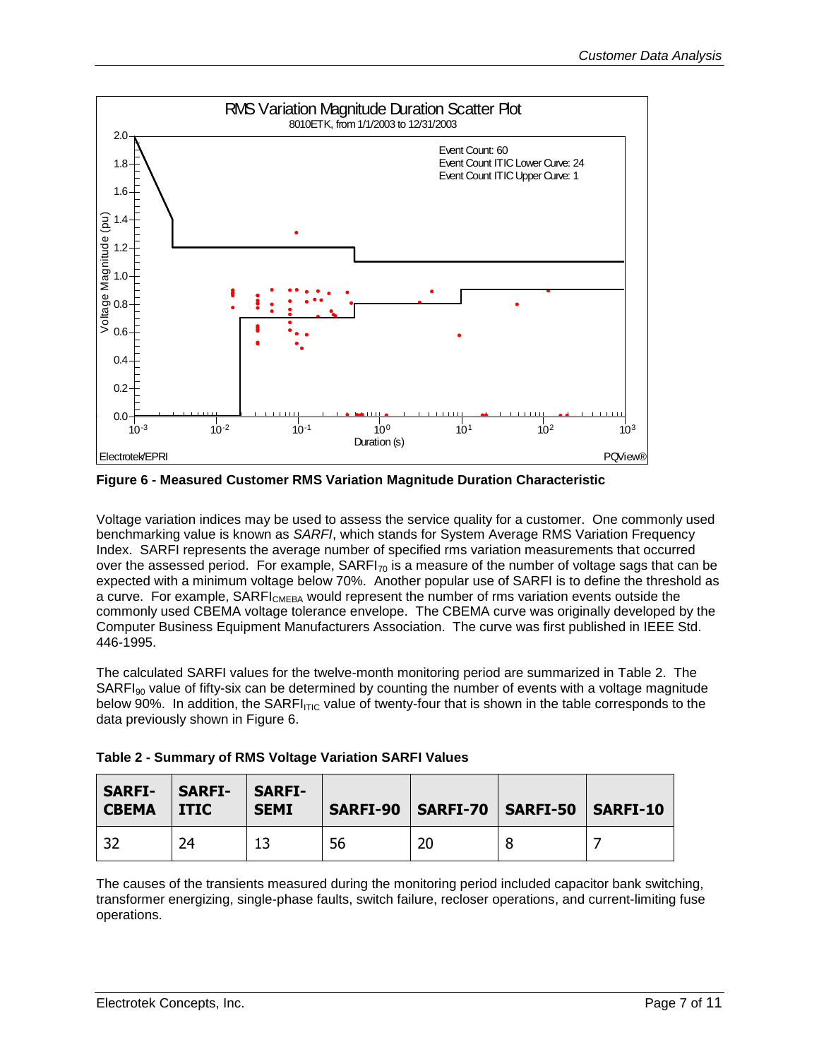**Figure 6 - Measured Customer RMS Variation Magnitude Duration Characteristic**

Voltage variation indices may be used to assess the service quality for a customer. One commonly used benchmarking value is known as *SARFI*, which stands for System Average RMS Variation Frequency Index. SARFI represents the average number of specified rms variation measurements that occurred over the assessed period. For example, $SARFI_{70}$ is a measure of the number of voltage sags that can be expected with a minimum voltage below 70%. Another popular use of SARFI is to define the threshold as a curve. For example, $SARFI_{CMEBA}$ would represent the number of rms variation events outside the commonly used CBEMA voltage tolerance envelope. The CBEMA curve was originally developed by the Computer Business Equipment Manufacturers Association. The curve was first published in IEEE Std. 446-1995.

The calculated SARFI values for the twelve-month monitoring period are summarized in Table 2. The $SARFI_{90}$ value of fifty-six can be determined by counting the number of events with a voltage magnitude below 90%. In addition, the $SARFI_{ITIC}$ value of twenty-four that is shown in the table corresponds to the data previously shown in Figure 6.

**Table 2 - Summary of RMS Voltage Variation SARFI Values**

| SARFI-CBEMA | SARFI-ITIC | SARFI-SEMI | SARFI-90 | SARFI-70 | SARFI-50 | SARFI-10 |
|---|---|---|---|---|---|---|
| 32 | 24 | 13 | 56 | 20 | 8 | 7 |

The causes of the transients measured during the monitoring period included capacitor bank switching, transformer energizing, single-phase faults, switch failure, recloser operations, and current-limiting fuse operations.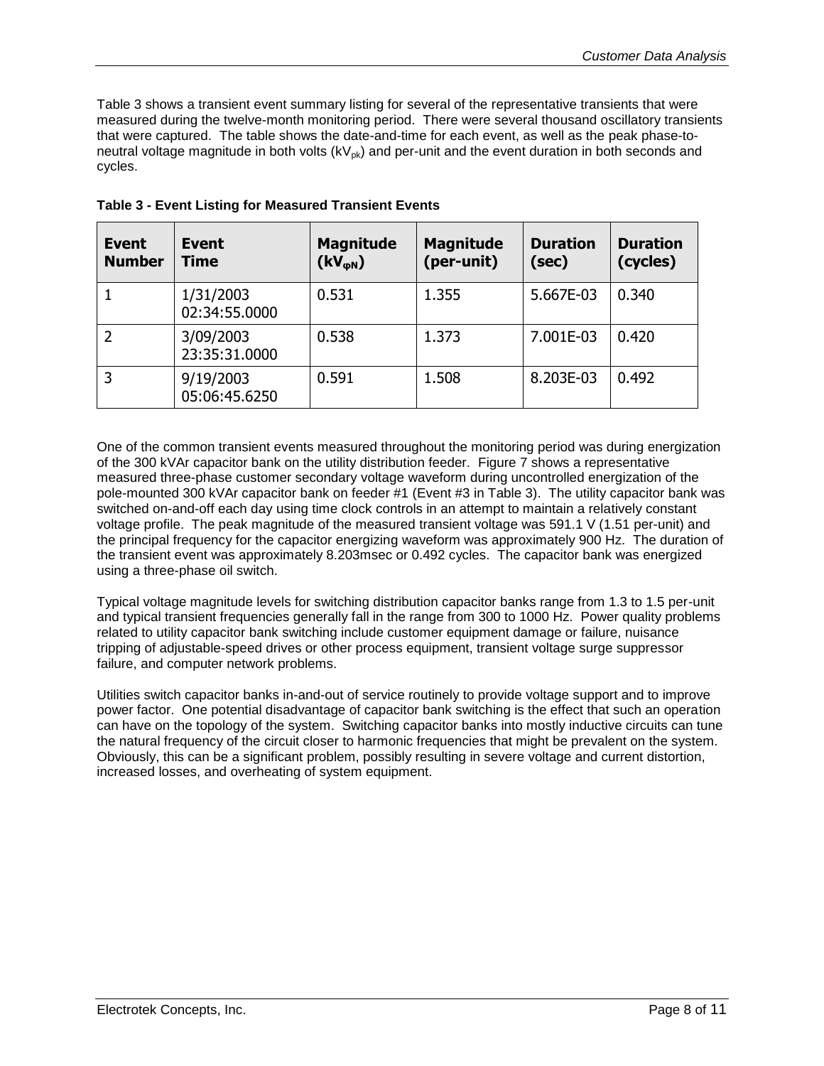Table 3 shows a transient event summary listing for several of the representative transients that were measured during the twelve-month monitoring period. There were several thousand oscillatory transients that were captured. The table shows the date-and-time for each event, as well as the peak phase-to-neutral voltage magnitude in both volts ($kV_{pk}$) and per-unit and the event duration in both seconds and cycles.

**Table 3 - Event Listing for Measured Transient Events**

| Event Number | Event Time | Magnitude ($kV_{\varphi N}$) | Magnitude (per-unit) | Duration (sec) | Duration (cycles) |
|---|---|---|---|---|---|
| 1 | 1/31/2003 02:34:55.0000 | 0.531 | 1.355 | 5.667E-03 | 0.340 |
| 2 | 3/09/2003 23:35:31.0000 | 0.538 | 1.373 | 7.001E-03 | 0.420 |
| 3 | 9/19/2003 05:06:45.6250 | 0.591 | 1.508 | 8.203E-03 | 0.492 |

One of the common transient events measured throughout the monitoring period was during energization of the 300 kVAr capacitor bank on the utility distribution feeder. Figure 7 shows a representative measured three-phase customer secondary voltage waveform during uncontrolled energization of the pole-mounted 300 kVAr capacitor bank on feeder #1 (Event #3 in Table 3). The utility capacitor bank was switched on-and-off each day using time clock controls in an attempt to maintain a relatively constant voltage profile. The peak magnitude of the measured transient voltage was 591.1 V (1.51 per-unit) and the principal frequency for the capacitor energizing waveform was approximately 900 Hz. The duration of the transient event was approximately 8.203msec or 0.492 cycles. The capacitor bank was energized using a three-phase oil switch.

Typical voltage magnitude levels for switching distribution capacitor banks range from 1.3 to 1.5 per-unit and typical transient frequencies generally fall in the range from 300 to 1000 Hz. Power quality problems related to utility capacitor bank switching include customer equipment damage or failure, nuisance tripping of adjustable-speed drives or other process equipment, transient voltage surge suppressor failure, and computer network problems.

Utilities switch capacitor banks in-and-out of service routinely to provide voltage support and to improve power factor. One potential disadvantage of capacitor bank switching is the effect that such an operation can have on the topology of the system. Switching capacitor banks into mostly inductive circuits can tune the natural frequency of the circuit closer to harmonic frequencies that might be prevalent on the system. Obviously, this can be a significant problem, possibly resulting in severe voltage and current distortion, increased losses, and overheating of system equipment.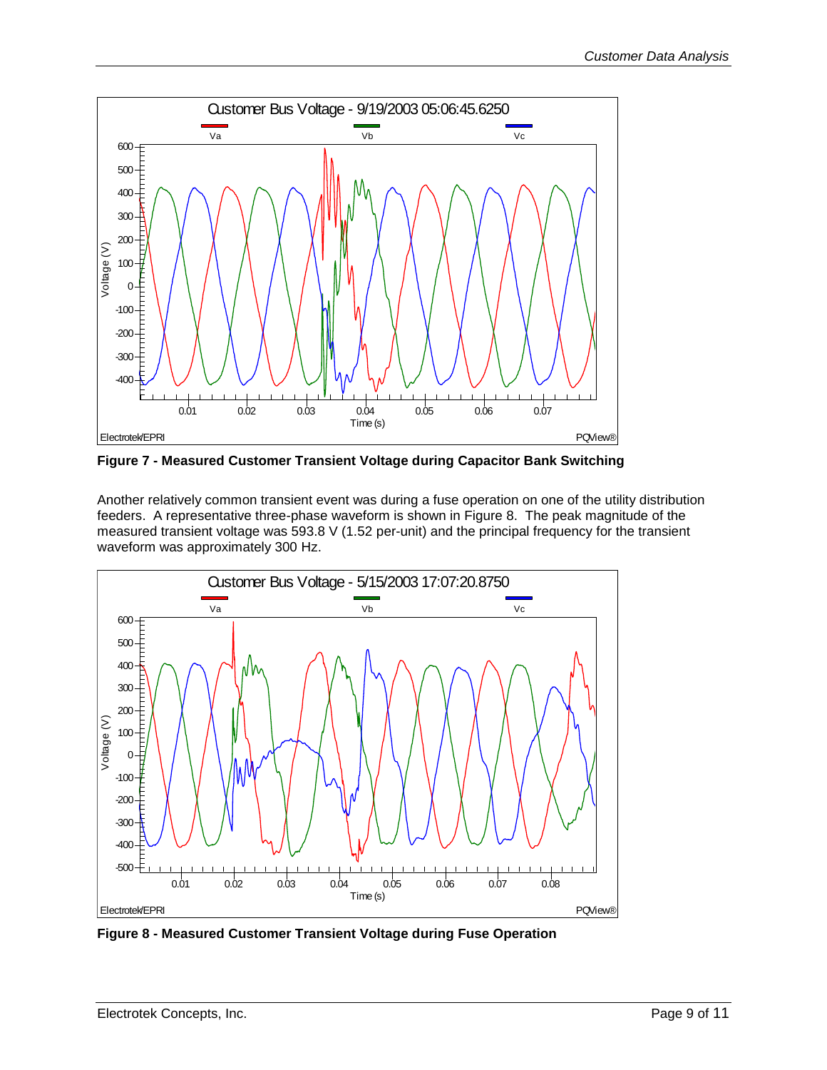**Figure 7 - Measured Customer Transient Voltage during Capacitor Bank Switching**

Another relatively common transient event was during a fuse operation on one of the utility distribution feeders. A representative three-phase waveform is shown in Figure 8. The peak magnitude of the measured transient voltage was 593.8 V (1.52 per-unit) and the principal frequency for the transient waveform was approximately 300 Hz.

**Figure 8 - Measured Customer Transient Voltage during Fuse Operation**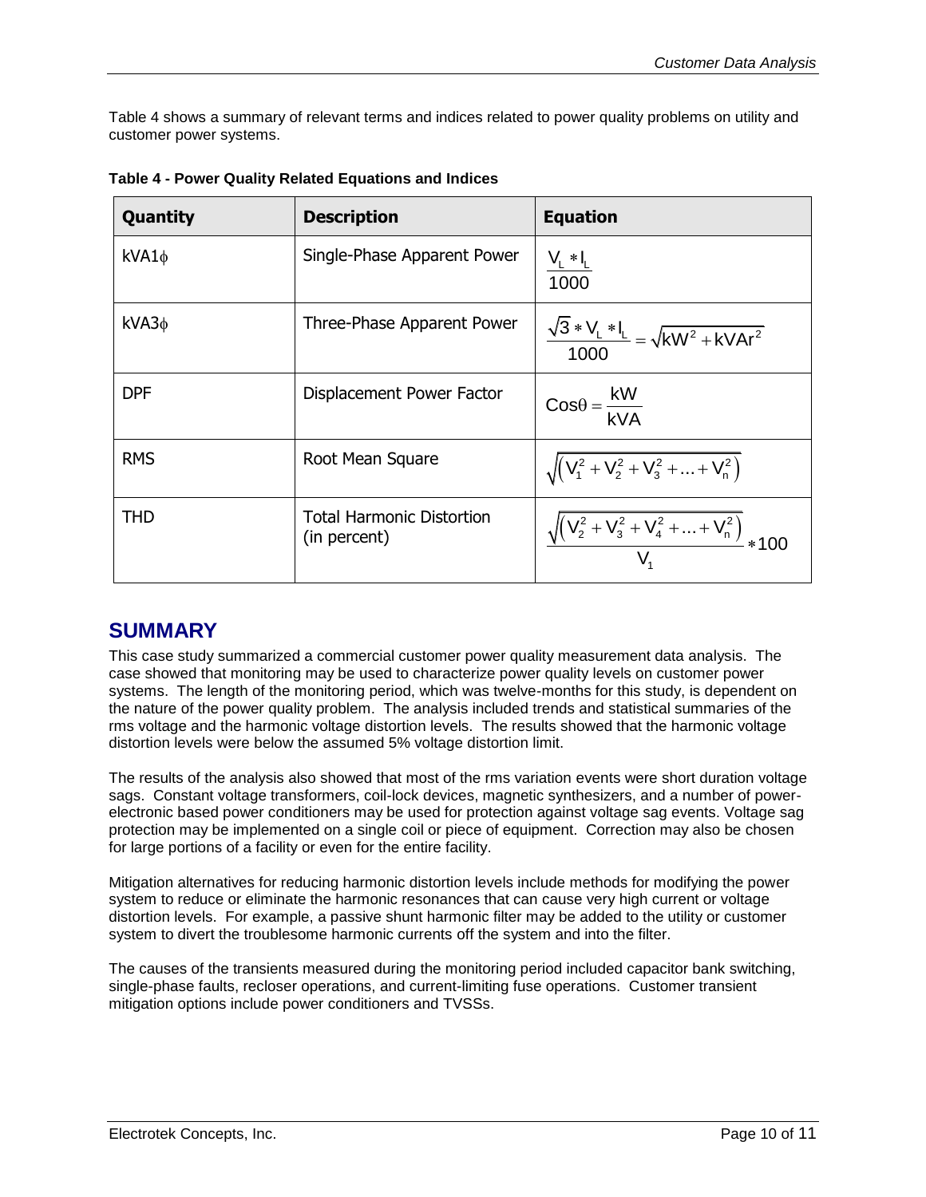Table 4 shows a summary of relevant terms and indices related to power quality problems on utility and customer power systems.

**Table 4 - Power Quality Related Equations and Indices**

| Quantity | Description | Equation |
| --- | --- | --- |
| kVA1$\phi$ | Single-Phase Apparent Power | $\frac{V_L * I_L}{1000}$ |
| kVA3$\phi$ | Three-Phase Apparent Power | $\frac{\sqrt{3} * V_L * I_L}{1000} = \sqrt{kW^2 + kVAr^2}$ |
| DPF | Displacement Power Factor | $Cos\theta = \frac{kW}{kVA}$ |
| RMS | Root Mean Square | $\sqrt{\left(V_1^2 + V_2^2 + V_3^2 + ... + V_n^2\right)}$ |
| THD | Total Harmonic Distortion (in percent) | $\frac{\sqrt{\left(V_2^2 + V_3^2 + V_4^2 + ... + V_n^2\right)}}{V_1} * 100$ |

## SUMMARY

This case study summarized a commercial customer power quality measurement data analysis. The case showed that monitoring may be used to characterize power quality levels on customer power systems. The length of the monitoring period, which was twelve-months for this study, is dependent on the nature of the power quality problem. The analysis included trends and statistical summaries of the rms voltage and the harmonic voltage distortion levels. The results showed that the harmonic voltage distortion levels were below the assumed 5% voltage distortion limit.

The results of the analysis also showed that most of the rms variation events were short duration voltage sags. Constant voltage transformers, coil-lock devices, magnetic synthesizers, and a number of power-electronic based power conditioners may be used for protection against voltage sag events. Voltage sag protection may be implemented on a single coil or piece of equipment. Correction may also be chosen for large portions of a facility or even for the entire facility.

Mitigation alternatives for reducing harmonic distortion levels include methods for modifying the power system to reduce or eliminate the harmonic resonances that can cause very high current or voltage distortion levels. For example, a passive shunt harmonic filter may be added to the utility or customer system to divert the troublesome harmonic currents off the system and into the filter.

The causes of the transients measured during the monitoring period included capacitor bank switching, single-phase faults, recloser operations, and current-limiting fuse operations. Customer transient mitigation options include power conditioners and TVSSs.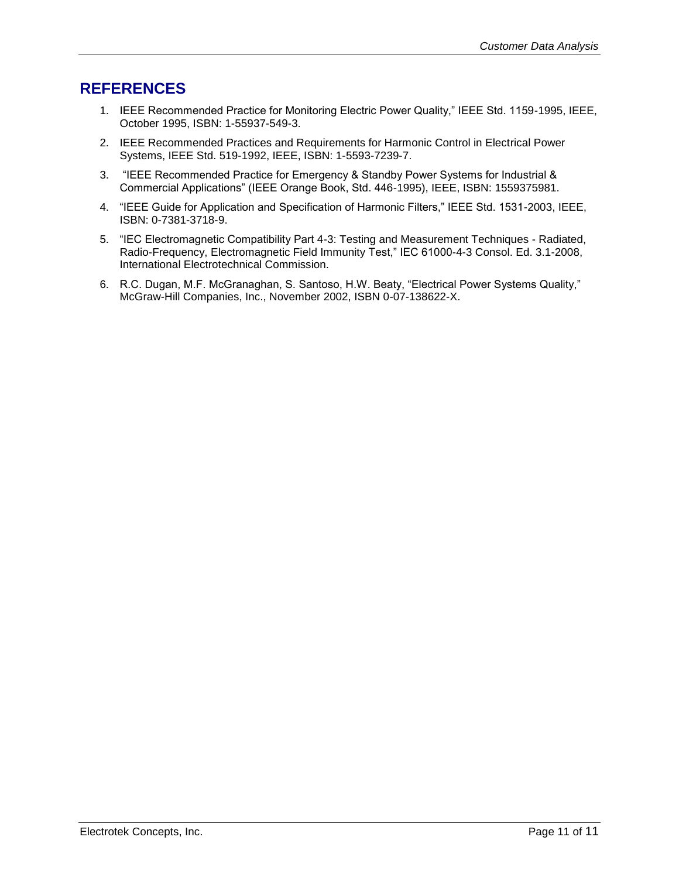## REFERENCES

1. IEEE Recommended Practice for Monitoring Electric Power Quality," IEEE Std. 1159-1995, IEEE, October 1995, ISBN: 1-55937-549-3.
2. IEEE Recommended Practices and Requirements for Harmonic Control in Electrical Power Systems, IEEE Std. 519-1992, IEEE, ISBN: 1-5593-7239-7.
3. "IEEE Recommended Practice for Emergency & Standby Power Systems for Industrial & Commercial Applications" (IEEE Orange Book, Std. 446-1995), IEEE, ISBN: 1559375981.
4. "IEEE Guide for Application and Specification of Harmonic Filters," IEEE Std. 1531-2003, IEEE, ISBN: 0-7381-3718-9.
5. "IEC Electromagnetic Compatibility Part 4-3: Testing and Measurement Techniques - Radiated, Radio-Frequency, Electromagnetic Field Immunity Test," IEC 61000-4-3 Consol. Ed. 3.1-2008, International Electrotechnical Commission.
6. R.C. Dugan, M.F. McGranaghan, S. Santoso, H.W. Beaty, "Electrical Power Systems Quality," McGraw-Hill Companies, Inc., November 2002, ISBN 0-07-138622-X.